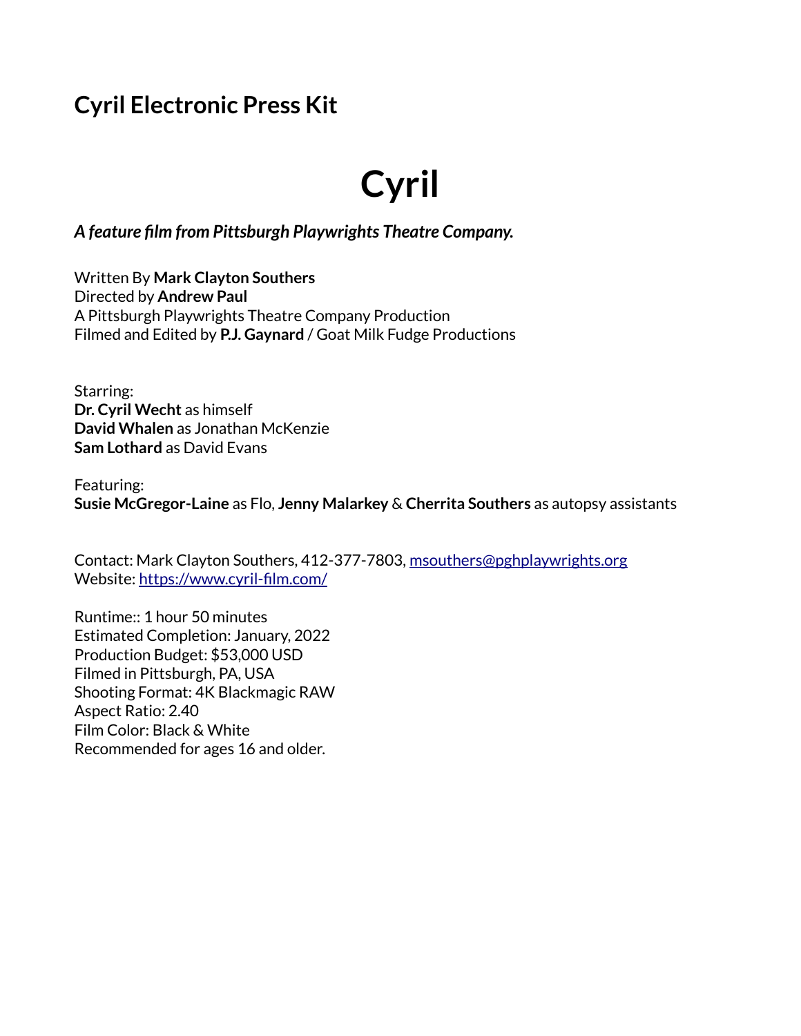## Cyril Electronic Press Kit

# Cyril

***A feature film from Pittsburgh Playwrights Theatre Company.***

Written By **Mark Clayton Southers**
Directed by **Andrew Paul**
A Pittsburgh Playwrights Theatre Company Production
Filmed and Edited by **P.J. Gaynard** / Goat Milk Fudge Productions

Starring:
**Dr. Cyril Wecht** as himself
**David Whalen** as Jonathan McKenzie
**Sam Lothard** as David Evans

Featuring:
**Susie McGregor-Laine** as Flo, **Jenny Malarkey** & **Cherrita Southers** as autopsy assistants

Contact: Mark Clayton Southers, 412-377-7803, msouthers@pghplaywrights.org
Website: https://www.cyril-film.com/

Runtime:: 1 hour 50 minutes
Estimated Completion: January, 2022
Production Budget: $53,000 USD
Filmed in Pittsburgh, PA, USA
Shooting Format: 4K Blackmagic RAW
Aspect Ratio: 2.40
Film Color: Black & White
Recommended for ages 16 and older.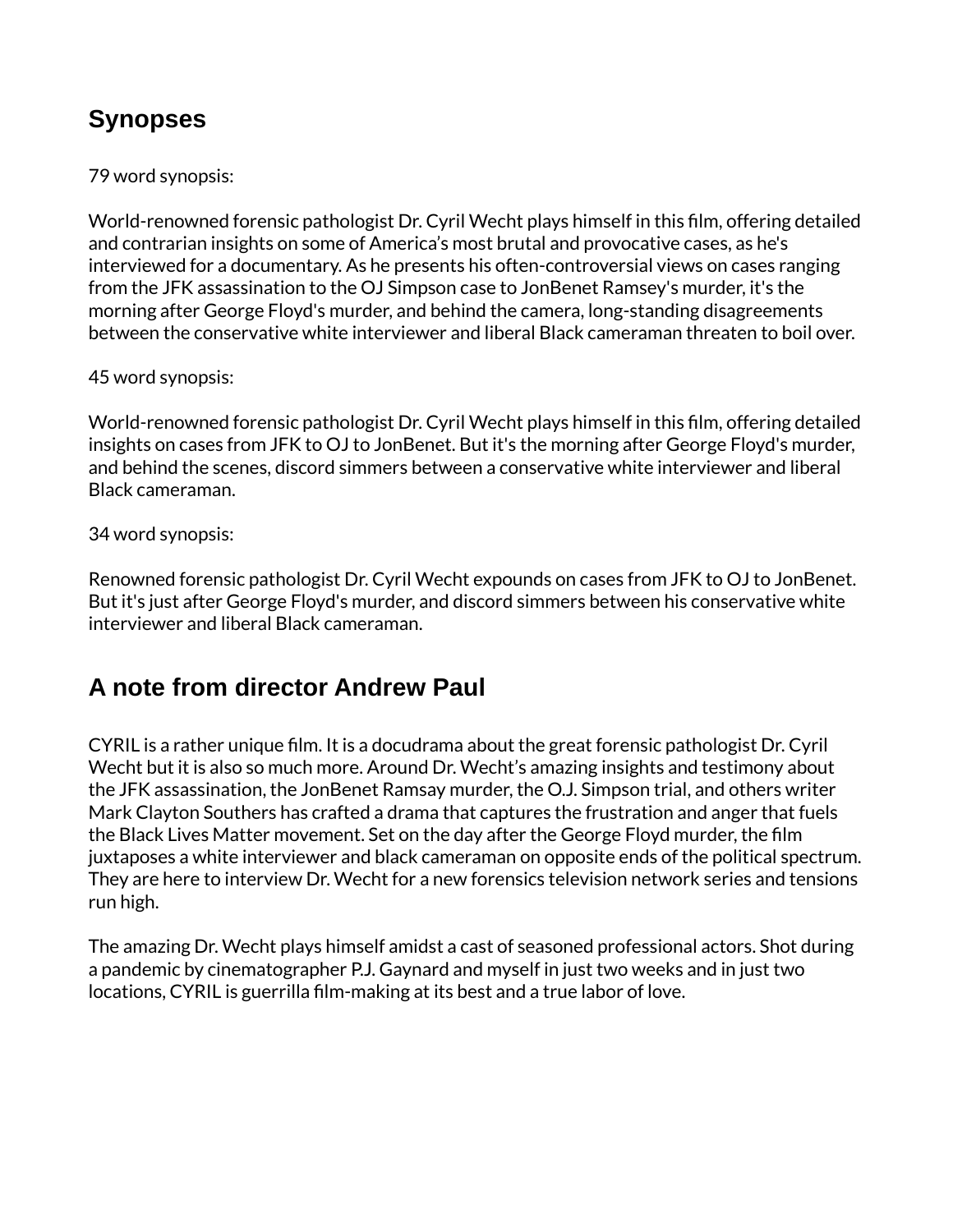## Synopses

79 word synopsis:

World-renowned forensic pathologist Dr. Cyril Wecht plays himself in this film, offering detailed and contrarian insights on some of America's most brutal and provocative cases, as he's interviewed for a documentary. As he presents his often-controversial views on cases ranging from the JFK assassination to the OJ Simpson case to JonBenet Ramsey's murder, it's the morning after George Floyd's murder, and behind the camera, long-standing disagreements between the conservative white interviewer and liberal Black cameraman threaten to boil over.

45 word synopsis:

World-renowned forensic pathologist Dr. Cyril Wecht plays himself in this film, offering detailed insights on cases from JFK to OJ to JonBenet. But it's the morning after George Floyd's murder, and behind the scenes, discord simmers between a conservative white interviewer and liberal Black cameraman.

34 word synopsis:

Renowned forensic pathologist Dr. Cyril Wecht expounds on cases from JFK to OJ to JonBenet. But it's just after George Floyd's murder, and discord simmers between his conservative white interviewer and liberal Black cameraman.

## A note from director Andrew Paul

CYRIL is a rather unique film. It is a docudrama about the great forensic pathologist Dr. Cyril Wecht but it is also so much more. Around Dr. Wecht's amazing insights and testimony about the JFK assassination, the JonBenet Ramsay murder, the O.J. Simpson trial, and others writer Mark Clayton Southers has crafted a drama that captures the frustration and anger that fuels the Black Lives Matter movement. Set on the day after the George Floyd murder, the film juxtaposes a white interviewer and black cameraman on opposite ends of the political spectrum. They are here to interview Dr. Wecht for a new forensics television network series and tensions run high.

The amazing Dr. Wecht plays himself amidst a cast of seasoned professional actors. Shot during a pandemic by cinematographer P.J. Gaynard and myself in just two weeks and in just two locations, CYRIL is guerrilla film-making at its best and a true labor of love.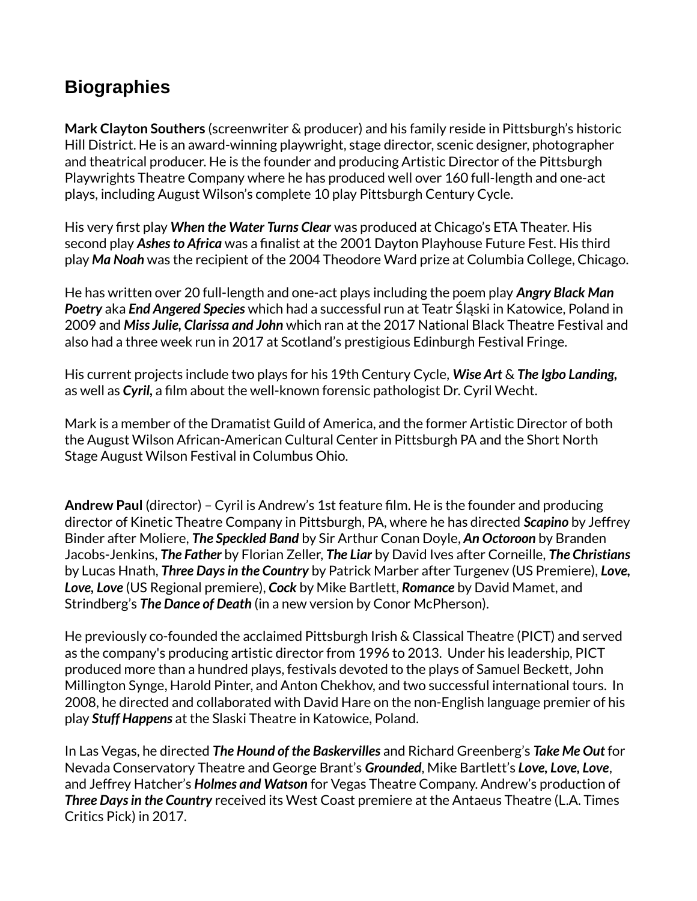## Biographies

**Mark Clayton Southers** (screenwriter & producer) and his family reside in Pittsburgh's historic Hill District. He is an award-winning playwright, stage director, scenic designer, photographer and theatrical producer. He is the founder and producing Artistic Director of the Pittsburgh Playwrights Theatre Company where he has produced well over 160 full-length and one-act plays, including August Wilson's complete 10 play Pittsburgh Century Cycle.

His very first play ***When the Water Turns Clear*** was produced at Chicago's ETA Theater. His second play ***Ashes to Africa*** was a finalist at the 2001 Dayton Playhouse Future Fest. His third play ***Ma Noah*** was the recipient of the 2004 Theodore Ward prize at Columbia College, Chicago.

He has written over 20 full-length and one-act plays including the poem play ***Angry Black Man Poetry*** aka ***End Angered Species*** which had a successful run at Teatr Śląski in Katowice, Poland in 2009 and ***Miss Julie, Clarissa and John*** which ran at the 2017 National Black Theatre Festival and also had a three week run in 2017 at Scotland's prestigious Edinburgh Festival Fringe.

His current projects include two plays for his 19th Century Cycle, ***Wise Art*** & ***The Igbo Landing,*** as well as ***Cyril,*** a film about the well-known forensic pathologist Dr. Cyril Wecht.

Mark is a member of the Dramatist Guild of America, and the former Artistic Director of both the August Wilson African-American Cultural Center in Pittsburgh PA and the Short North Stage August Wilson Festival in Columbus Ohio.

**Andrew Paul** (director) – Cyril is Andrew's 1st feature film. He is the founder and producing director of Kinetic Theatre Company in Pittsburgh, PA, where he has directed ***Scapino*** by Jeffrey Binder after Moliere, ***The Speckled Band*** by Sir Arthur Conan Doyle, ***An Octoroon*** by Branden Jacobs-Jenkins, ***The Father*** by Florian Zeller, ***The Liar*** by David Ives after Corneille, ***The Christians*** by Lucas Hnath, ***Three Days in the Country*** by Patrick Marber after Turgenev (US Premiere), ***Love, Love, Love*** (US Regional premiere), ***Cock*** by Mike Bartlett, ***Romance*** by David Mamet, and Strindberg's ***The Dance of Death*** (in a new version by Conor McPherson).

He previously co-founded the acclaimed Pittsburgh Irish & Classical Theatre (PICT) and served as the company's producing artistic director from 1996 to 2013. Under his leadership, PICT produced more than a hundred plays, festivals devoted to the plays of Samuel Beckett, John Millington Synge, Harold Pinter, and Anton Chekhov, and two successful international tours. In 2008, he directed and collaborated with David Hare on the non-English language premier of his play ***Stuff Happens*** at the Slaski Theatre in Katowice, Poland.

In Las Vegas, he directed ***The Hound of the Baskervilles*** and Richard Greenberg's ***Take Me Out*** for Nevada Conservatory Theatre and George Brant's ***Grounded***, Mike Bartlett's ***Love, Love, Love***, and Jeffrey Hatcher's ***Holmes and Watson*** for Vegas Theatre Company. Andrew's production of ***Three Days in the Country*** received its West Coast premiere at the Antaeus Theatre (L.A. Times Critics Pick) in 2017.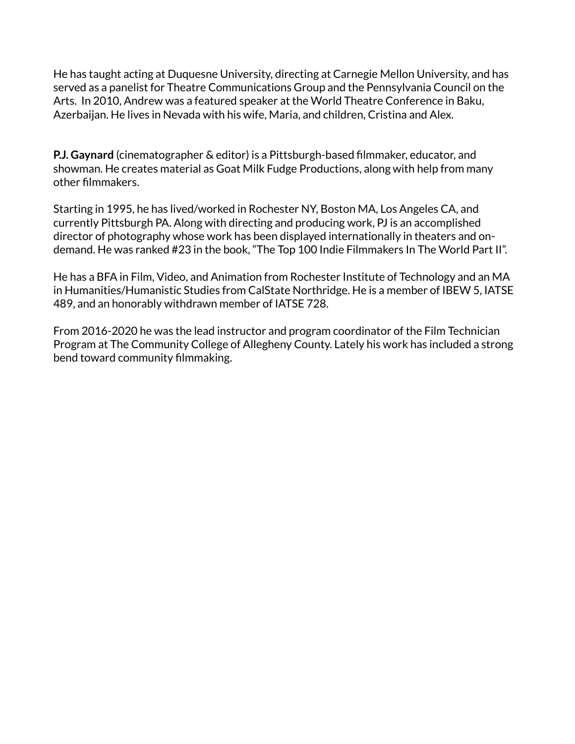He has taught acting at Duquesne University, directing at Carnegie Mellon University, and has served as a panelist for Theatre Communications Group and the Pennsylvania Council on the Arts. In 2010, Andrew was a featured speaker at the World Theatre Conference in Baku, Azerbaijan. He lives in Nevada with his wife, Maria, and children, Cristina and Alex.

**P.J. Gaynard** (cinematographer & editor) is a Pittsburgh-based filmmaker, educator, and showman. He creates material as Goat Milk Fudge Productions, along with help from many other filmmakers.

Starting in 1995, he has lived/worked in Rochester NY, Boston MA, Los Angeles CA, and currently Pittsburgh PA. Along with directing and producing work, PJ is an accomplished director of photography whose work has been displayed internationally in theaters and on-demand. He was ranked #23 in the book, "The Top 100 Indie Filmmakers In The World Part II".

He has a BFA in Film, Video, and Animation from Rochester Institute of Technology and an MA in Humanities/Humanistic Studies from CalState Northridge. He is a member of IBEW 5, IATSE 489, and an honorably withdrawn member of IATSE 728.

From 2016-2020 he was the lead instructor and program coordinator of the Film Technician Program at The Community College of Allegheny County. Lately his work has included a strong bend toward community filmmaking.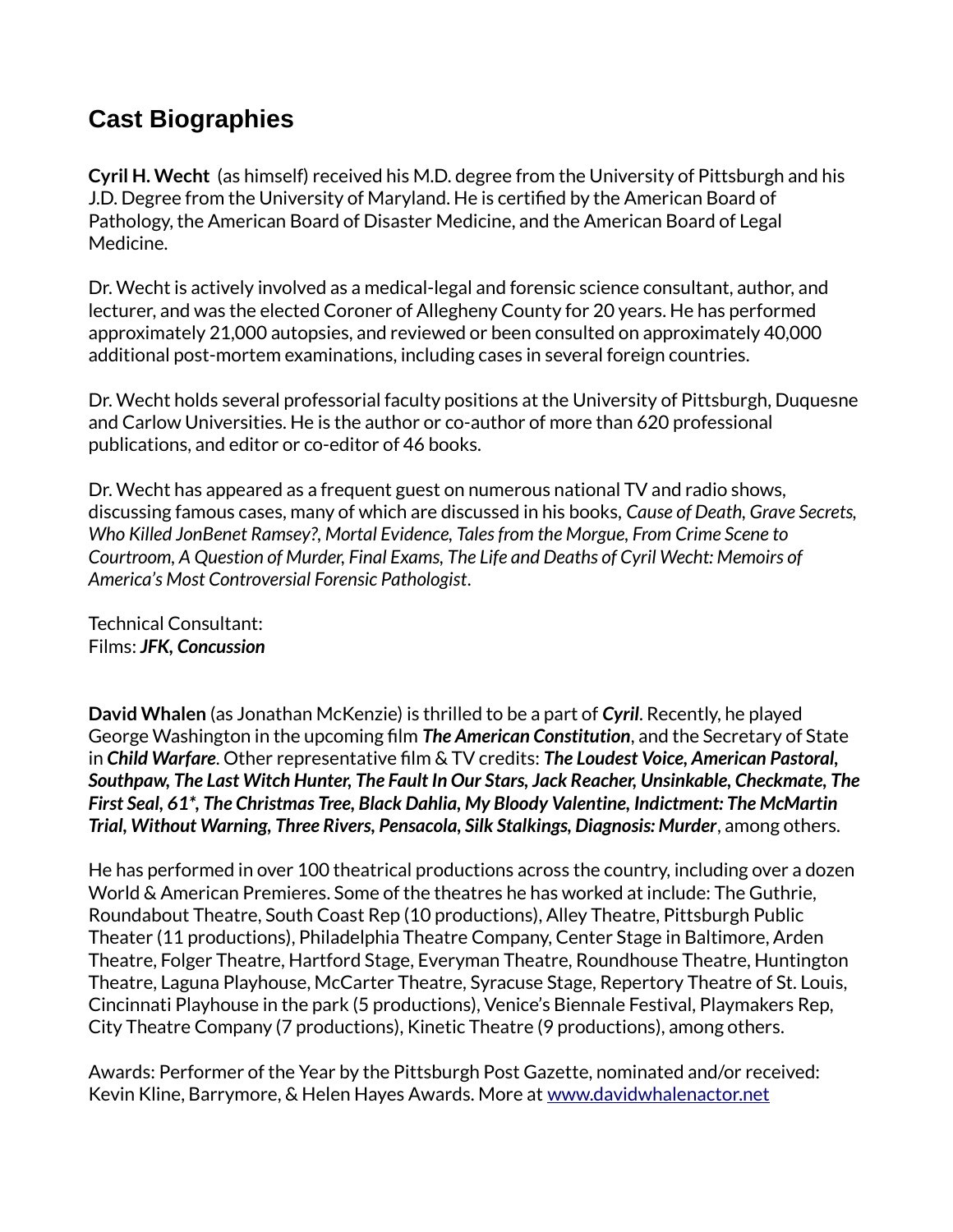## Cast Biographies

**Cyril H. Wecht** (as himself) received his M.D. degree from the University of Pittsburgh and his J.D. Degree from the University of Maryland. He is certified by the American Board of Pathology, the American Board of Disaster Medicine, and the American Board of Legal Medicine.

Dr. Wecht is actively involved as a medical-legal and forensic science consultant, author, and lecturer, and was the elected Coroner of Allegheny County for 20 years. He has performed approximately 21,000 autopsies, and reviewed or been consulted on approximately 40,000 additional post-mortem examinations, including cases in several foreign countries.

Dr. Wecht holds several professorial faculty positions at the University of Pittsburgh, Duquesne and Carlow Universities. He is the author or co-author of more than 620 professional publications, and editor or co-editor of 46 books.

Dr. Wecht has appeared as a frequent guest on numerous national TV and radio shows, discussing famous cases, many of which are discussed in his books, *Cause of Death, Grave Secrets, Who Killed JonBenet Ramsey?, Mortal Evidence, Tales from the Morgue, From Crime Scene to Courtroom, A Question of Murder, Final Exams, The Life and Deaths of Cyril Wecht: Memoirs of America's Most Controversial Forensic Pathologist*.

Technical Consultant:
Films: ***JFK, Concussion***

**David Whalen** (as Jonathan McKenzie) is thrilled to be a part of ***Cyril***. Recently, he played George Washington in the upcoming film ***The American Constitution***, and the Secretary of State in ***Child Warfare***. Other representative film & TV credits: ***The Loudest Voice, American Pastoral, Southpaw, The Last Witch Hunter, The Fault In Our Stars, Jack Reacher, Unsinkable, Checkmate, The First Seal, 61*, The Christmas Tree, Black Dahlia, My Bloody Valentine, Indictment: The McMartin Trial, Without Warning, Three Rivers, Pensacola, Silk Stalkings, Diagnosis: Murder***, among others.

He has performed in over 100 theatrical productions across the country, including over a dozen World & American Premieres. Some of the theatres he has worked at include: The Guthrie, Roundabout Theatre, South Coast Rep (10 productions), Alley Theatre, Pittsburgh Public Theater (11 productions), Philadelphia Theatre Company, Center Stage in Baltimore, Arden Theatre, Folger Theatre, Hartford Stage, Everyman Theatre, Roundhouse Theatre, Huntington Theatre, Laguna Playhouse, McCarter Theatre, Syracuse Stage, Repertory Theatre of St. Louis, Cincinnati Playhouse in the park (5 productions), Venice's Biennale Festival, Playmakers Rep, City Theatre Company (7 productions), Kinetic Theatre (9 productions), among others.

Awards: Performer of the Year by the Pittsburgh Post Gazette, nominated and/or received: Kevin Kline, Barrymore, & Helen Hayes Awards. More at [www.davidwhalenactor.net](www.davidwhalenactor.net)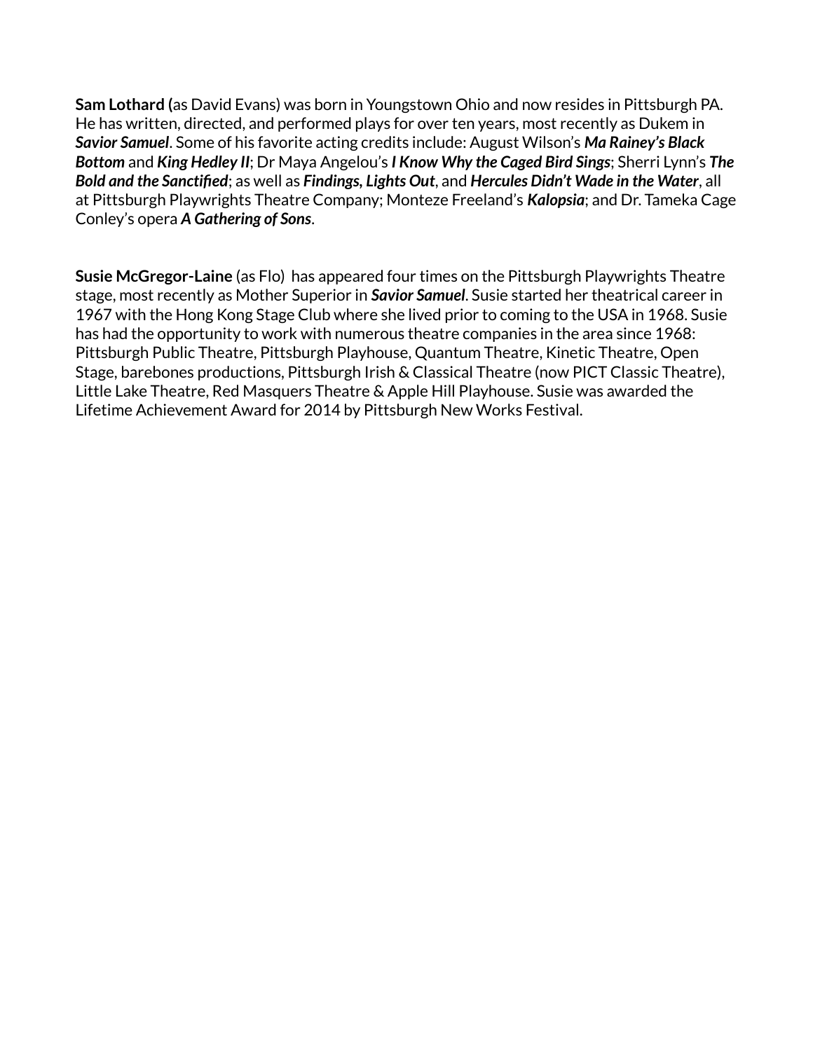**Sam Lothard (**as David Evans) was born in Youngstown Ohio and now resides in Pittsburgh PA. He has written, directed, and performed plays for over ten years, most recently as Dukem in ***Savior Samuel***. Some of his favorite acting credits include: August Wilson's ***Ma Rainey's Black Bottom*** and ***King Hedley II***; Dr Maya Angelou's ***I Know Why the Caged Bird Sings***; Sherri Lynn's ***The Bold and the Sanctified***; as well as ***Findings, Lights Out***, and ***Hercules Didn't Wade in the Water***, all at Pittsburgh Playwrights Theatre Company; Monteze Freeland's ***Kalopsia***; and Dr. Tameka Cage Conley's opera ***A Gathering of Sons***.

**Susie McGregor-Laine** (as Flo) has appeared four times on the Pittsburgh Playwrights Theatre stage, most recently as Mother Superior in ***Savior Samuel***. Susie started her theatrical career in 1967 with the Hong Kong Stage Club where she lived prior to coming to the USA in 1968. Susie has had the opportunity to work with numerous theatre companies in the area since 1968: Pittsburgh Public Theatre, Pittsburgh Playhouse, Quantum Theatre, Kinetic Theatre, Open Stage, barebones productions, Pittsburgh Irish & Classical Theatre (now PICT Classic Theatre), Little Lake Theatre, Red Masquers Theatre & Apple Hill Playhouse. Susie was awarded the Lifetime Achievement Award for 2014 by Pittsburgh New Works Festival.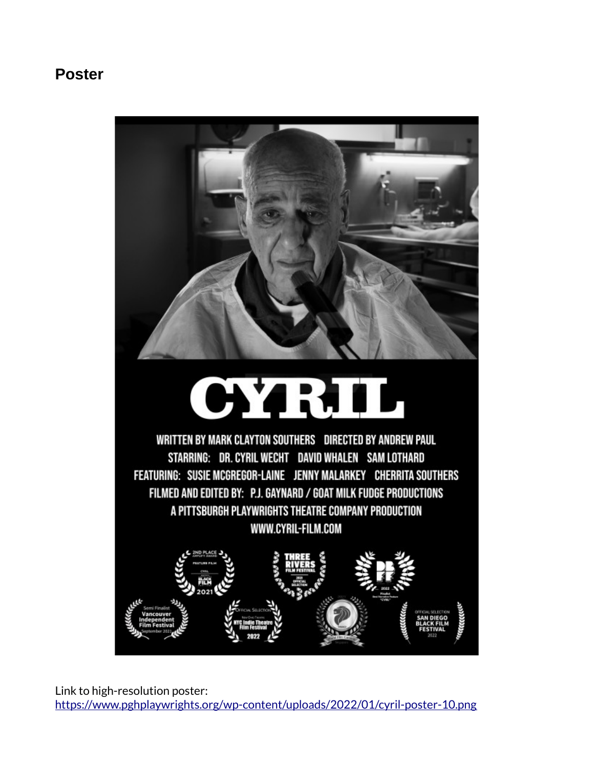## Poster

Link to high-resolution poster:
https://www.pghplaywrights.org/wp-content/uploads/2022/01/cyril-poster-10.png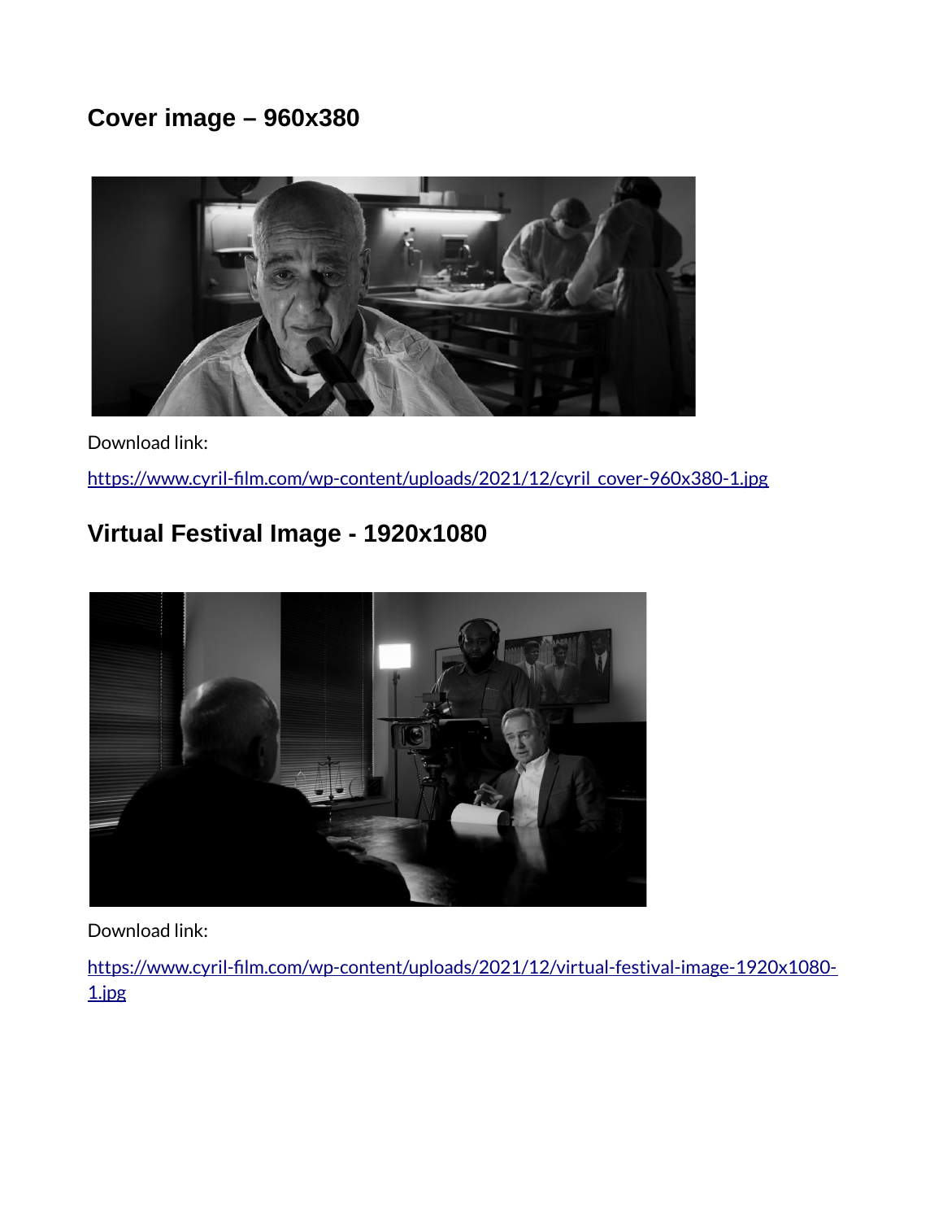## Cover image – 960x380

Download link:

https://www.cyril-film.com/wp-content/uploads/2021/12/cyril_cover-960x380-1.jpg

## Virtual Festival Image - 1920x1080

Download link:

https://www.cyril-film.com/wp-content/uploads/2021/12/virtual-festival-image-1920x1080-1.jpg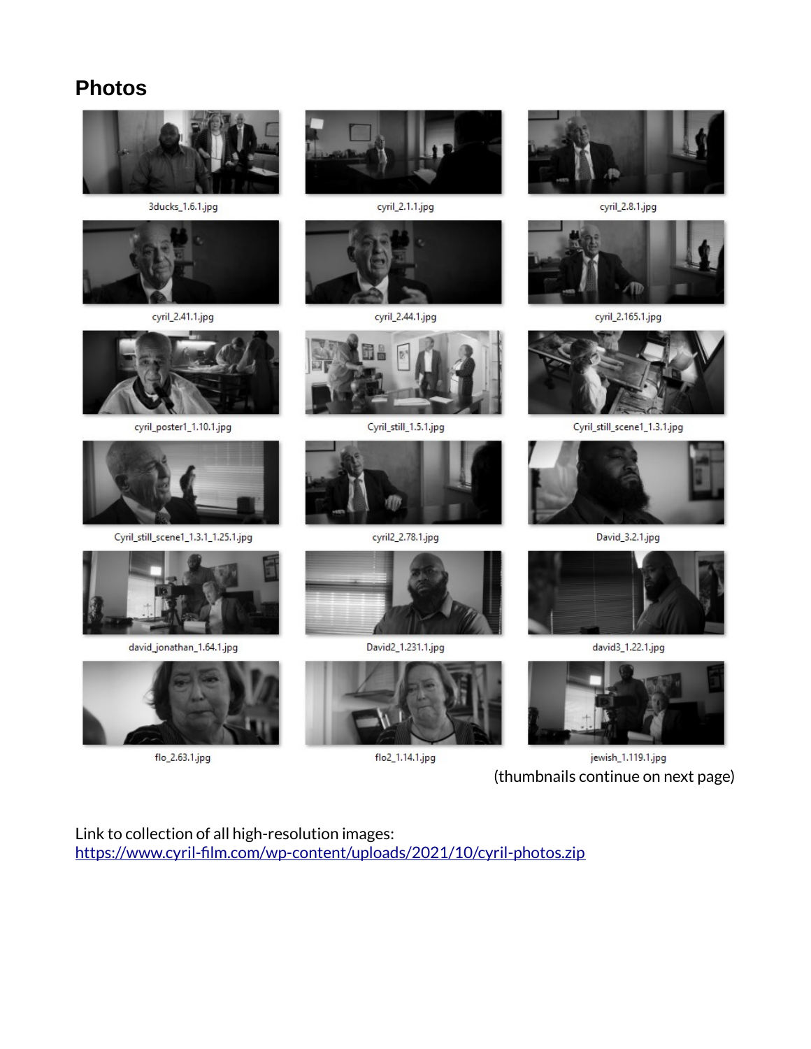## Photos

3ducks_1.6.1.jpg

cyril_2.1.1.jpg

cyril_2.8.1.jpg

cyril_2.41.1.jpg

cyril_2.44.1.jpg

cyril_2.165.1.jpg

cyril_poster1_1.10.1.jpg

Cyril_still_1.5.1.jpg

Cyril_still_scene1_1.3.1.jpg

Cyril_still_scene1_1.3.1_1.25.1.jpg

cyril2_2.78.1.jpg

David_3.2.1.jpg

david_jonathan_1.64.1.jpg

David2_1.231.1.jpg

david3_1.22.1.jpg

flo_2.63.1.jpg

flo2_1.14.1.jpg

jewish_1.119.1.jpg

(thumbnails continue on next page)

Link to collection of all high-resolution images:
https://www.cyril-film.com/wp-content/uploads/2021/10/cyril-photos.zip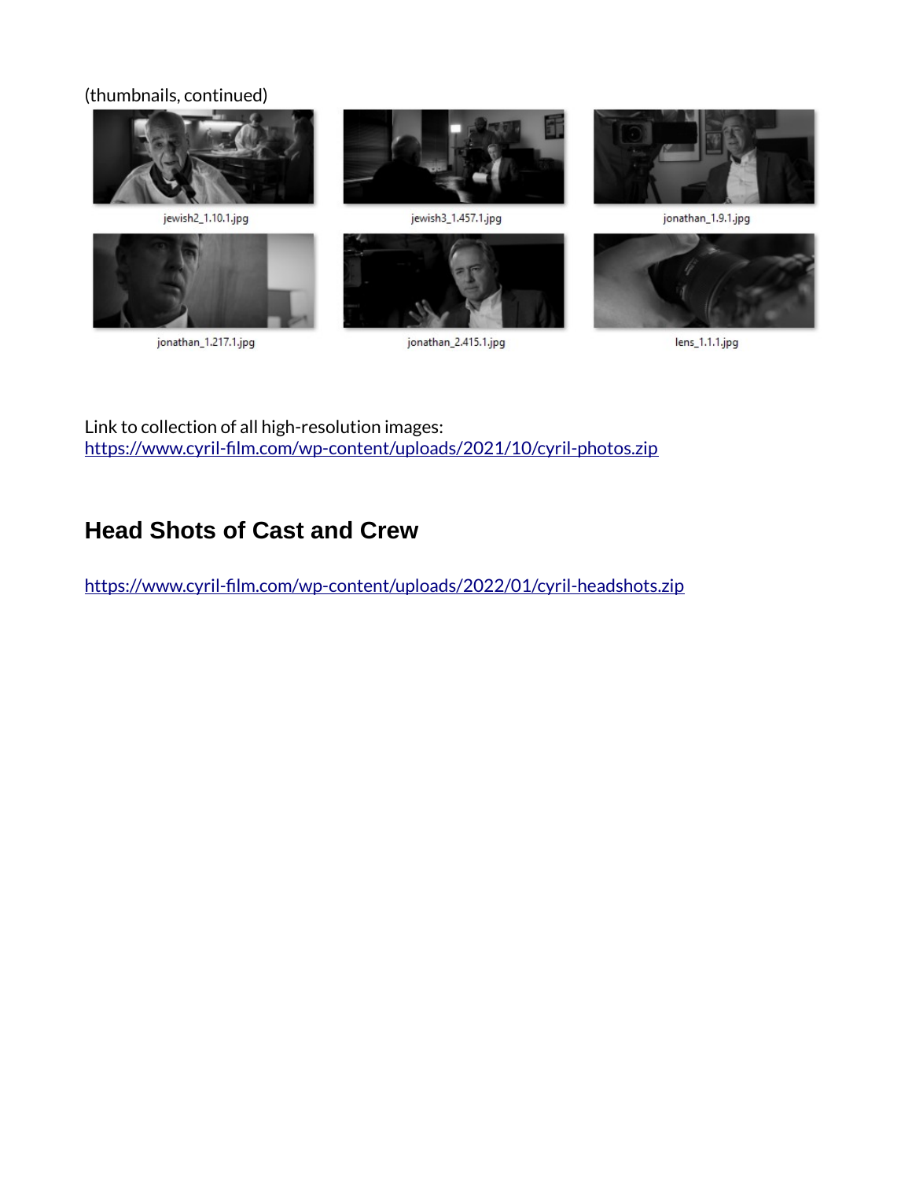(thumbnails, continued)

jewish2_1.10.1.jpg

jewish3_1.457.1.jpg

jonathan_1.9.1.jpg

jonathan_1.217.1.jpg

jonathan_2.415.1.jpg

lens_1.1.1.jpg

Link to collection of all high-resolution images:
https://www.cyril-film.com/wp-content/uploads/2021/10/cyril-photos.zip

## Head Shots of Cast and Crew

https://www.cyril-film.com/wp-content/uploads/2022/01/cyril-headshots.zip